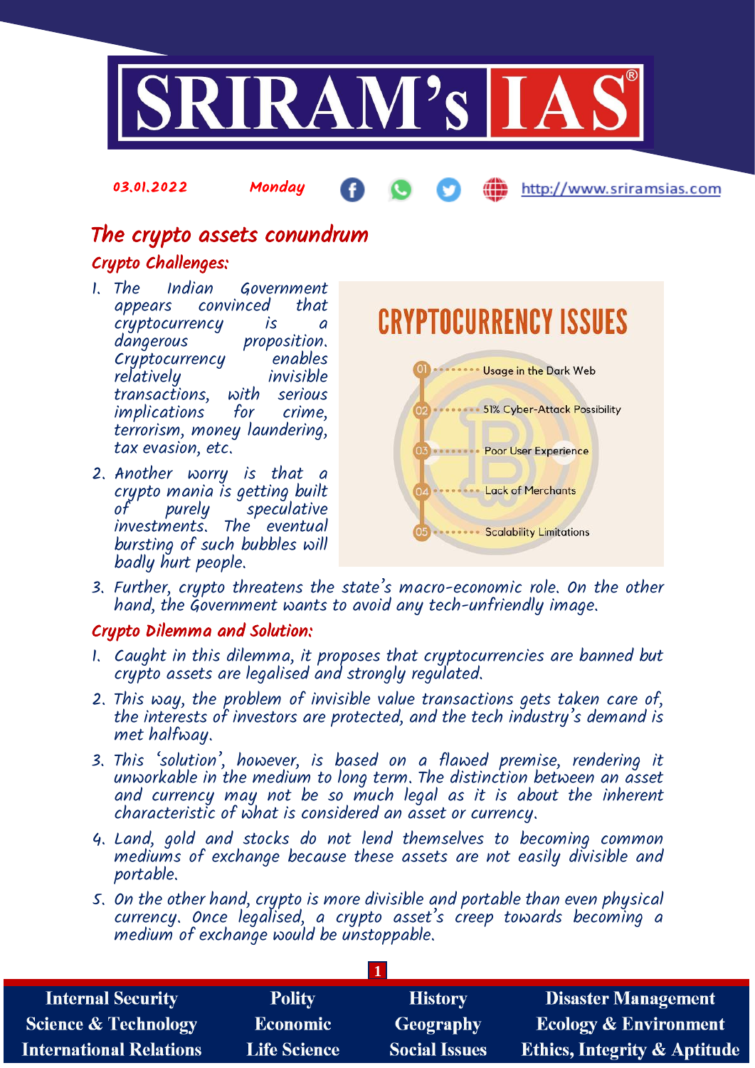03.01.2022 Monday http://www.sriramsias.com

# The crypto assets conundrum

## Crypto Challenges:

1. The Indian Government appears convinced that cryptocurrency is a dangerous proposition. Cryptocurrency enables relatively invisible transactions, with serious implications for crime, terrorism, money laundering, tax evasion, etc.
2. Another worry is that a crypto mania is getting built of purely speculative investments. The eventual bursting of such bubbles will badly hurt people.
3. Further, crypto threatens the state's macro-economic role. On the other hand, the Government wants to avoid any tech-unfriendly image.

**CRYPTOCURRENCY ISSUES**

- 01 Usage in the Dark Web
- 02 51% Cyber-Attack Possibility
- 03 Poor User Experience
- 04 Lack of Merchants
- 05 Scalability Limitations

## Crypto Dilemma and Solution:

1. Caught in this dilemma, it proposes that cryptocurrencies are banned but crypto assets are legalised and strongly regulated.
2. This way, the problem of invisible value transactions gets taken care of, the interests of investors are protected, and the tech industry's demand is met halfway.
3. This 'solution', however, is based on a flawed premise, rendering it unworkable in the medium to long term. The distinction between an asset and currency may not be so much legal as it is about the inherent characteristic of what is considered an asset or currency.
4. Land, gold and stocks do not lend themselves to becoming common mediums of exchange because these assets are not easily divisible and portable.
5. On the other hand, crypto is more divisible and portable than even physical currency. Once legalised, a crypto asset's creep towards becoming a medium of exchange would be unstoppable.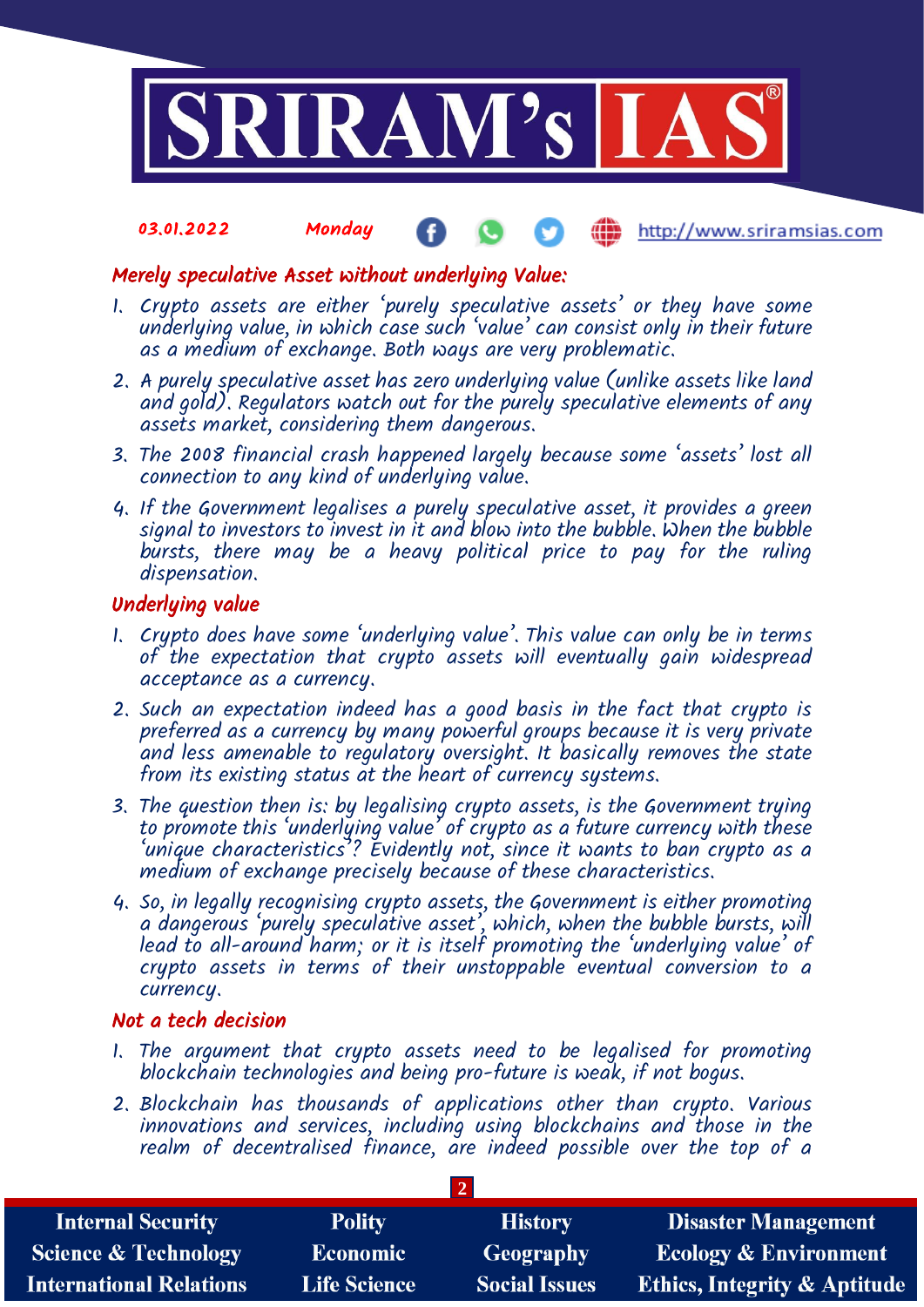## Merely speculative Asset without underlying Value:

1. Crypto assets are either 'purely speculative assets' or they have some underlying value, in which case such 'value' can consist only in their future as a medium of exchange. Both ways are very problematic.
2. A purely speculative asset has zero underlying value (unlike assets like land and gold). Regulators watch out for the purely speculative elements of any assets market, considering them dangerous.
3. The 2008 financial crash happened largely because some 'assets' lost all connection to any kind of underlying value.
4. If the Government legalises a purely speculative asset, it provides a green signal to investors to invest in it and blow into the bubble. When the bubble bursts, there may be a heavy political price to pay for the ruling dispensation.

## Underlying value

1. Crypto does have some 'underlying value'. This value can only be in terms of the expectation that crypto assets will eventually gain widespread acceptance as a currency.
2. Such an expectation indeed has a good basis in the fact that crypto is preferred as a currency by many powerful groups because it is very private and less amenable to regulatory oversight. It basically removes the state from its existing status at the heart of currency systems.
3. The question then is: by legalising crypto assets, is the Government trying to promote this 'underlying value' of crypto as a future currency with these 'unique characteristics'? Evidently not, since it wants to ban crypto as a medium of exchange precisely because of these characteristics.
4. So, in legally recognising crypto assets, the Government is either promoting a dangerous 'purely speculative asset', which, when the bubble bursts, will lead to all-around harm; or it is itself promoting the 'underlying value' of crypto assets in terms of their unstoppable eventual conversion to a currency.

## Not a tech decision

1. The argument that crypto assets need to be legalised for promoting blockchain technologies and being pro-future is weak, if not bogus.
2. Blockchain has thousands of applications other than crypto. Various innovations and services, including using blockchains and those in the realm of decentralised finance, are indeed possible over the top of a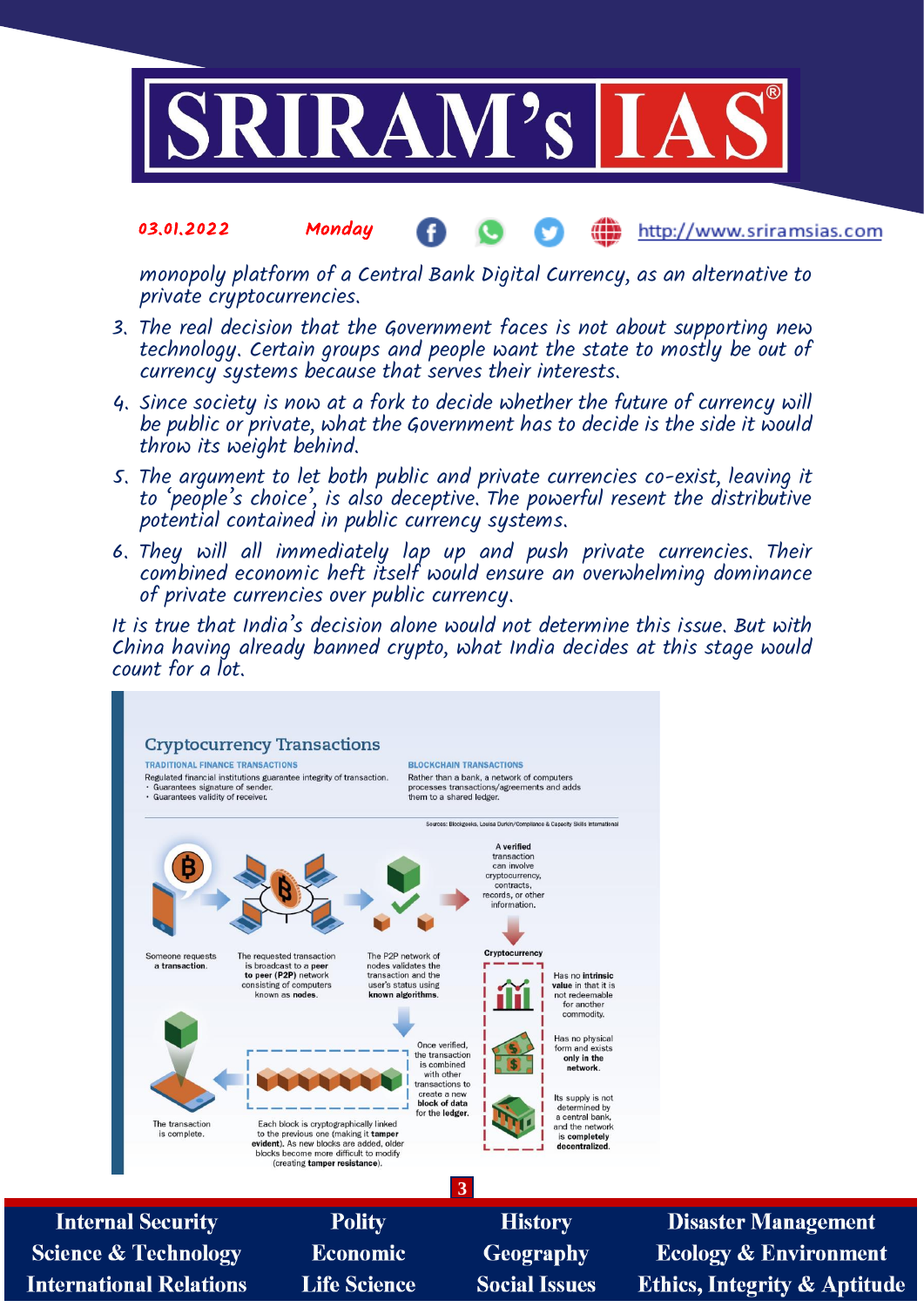monopoly platform of a Central Bank Digital Currency, as an alternative to private cryptocurrencies.

3. The real decision that the Government faces is not about supporting new technology. Certain groups and people want the state to mostly be out of currency systems because that serves their interests.
4. Since society is now at a fork to decide whether the future of currency will be public or private, what the Government has to decide is the side it would throw its weight behind.
5. The argument to let both public and private currencies co-exist, leaving it to 'people's choice', is also deceptive. The powerful resent the distributive potential contained in public currency systems.
6. They will all immediately lap up and push private currencies. Their combined economic heft itself would ensure an overwhelming dominance of private currencies over public currency.

It is true that India's decision alone would not determine this issue. But with China having already banned crypto, what India decides at this stage would count for a lot.

## Cryptocurrency Transactions

**TRADITIONAL FINANCE TRANSACTIONS**

Regulated financial institutions guarantee integrity of transaction.
- Guarantees signature of sender.
- Guarantees validity of receiver.

**BLOCKCHAIN TRANSACTIONS**

Rather than a bank, a network of computers processes transactions/agreements and adds them to a shared ledger.

Sources: Blockgeeks, Louisa Durkin/Compliance & Capacity Skills International

Someone requests **a transaction**.

The requested transaction is broadcast to a **peer to peer (P2P)** network consisting of computers known as **nodes**.

The P2P network of nodes validates the transaction and the user's status using **known algorithms**.

A **verified** transaction can involve cryptocurrency, contracts, records, or other information.

**Cryptocurrency**

- Has no **intrinsic value** in that it is not redeemable for another commodity.
- Has no physical form and exists **only in the network**.
- Its supply is not determined by a central bank, and the network is **completely decentralized**.

Once verified, the transaction is combined with other transactions to create a new **block of data** for the **ledger**.

Each block is cryptographically linked to the previous one (making it **tamper evident**). As new blocks are added, older blocks become more difficult to modify (creating **tamper resistance**).

The transaction is complete.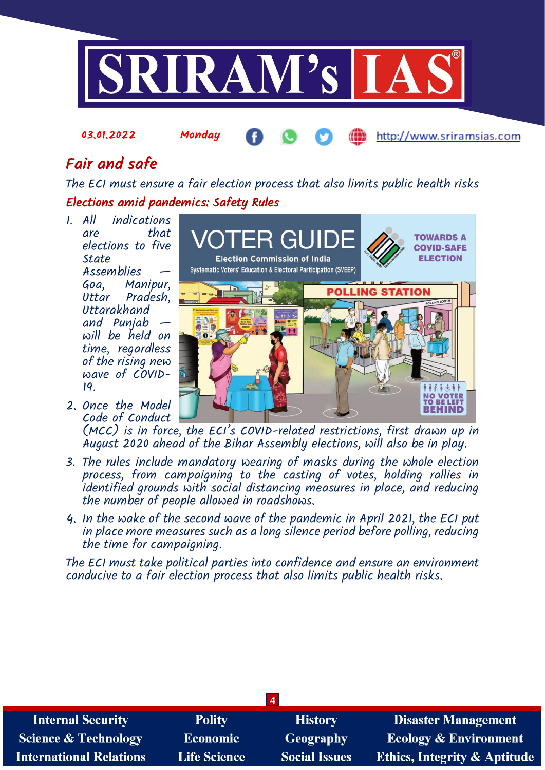03.01.2022 Monday http://www.sriramsias.com

# Fair and safe

*The ECI must ensure a fair election process that also limits public health risks*

## Elections amid pandemics: Safety Rules

1. All indications are that elections to five State Assemblies — Goa, Manipur, Uttar Pradesh, Uttarakhand and Punjab — will be held on time, regardless of the rising new wave of COVID-19.
2. Once the Model Code of Conduct (MCC) is in force, the ECI's COVID-related restrictions, first drawn up in August 2020 ahead of the Bihar Assembly elections, will also be in play.
3. The rules include mandatory wearing of masks during the whole election process, from campaigning to the casting of votes, holding rallies in identified grounds with social distancing measures in place, and reducing the number of people allowed in roadshows.
4. In the wake of the second wave of the pandemic in April 2021, the ECI put in place more measures such as a long silence period before polling, reducing the time for campaigning.

The ECI must take political parties into confidence and ensure an environment conducive to a fair election process that also limits public health risks.